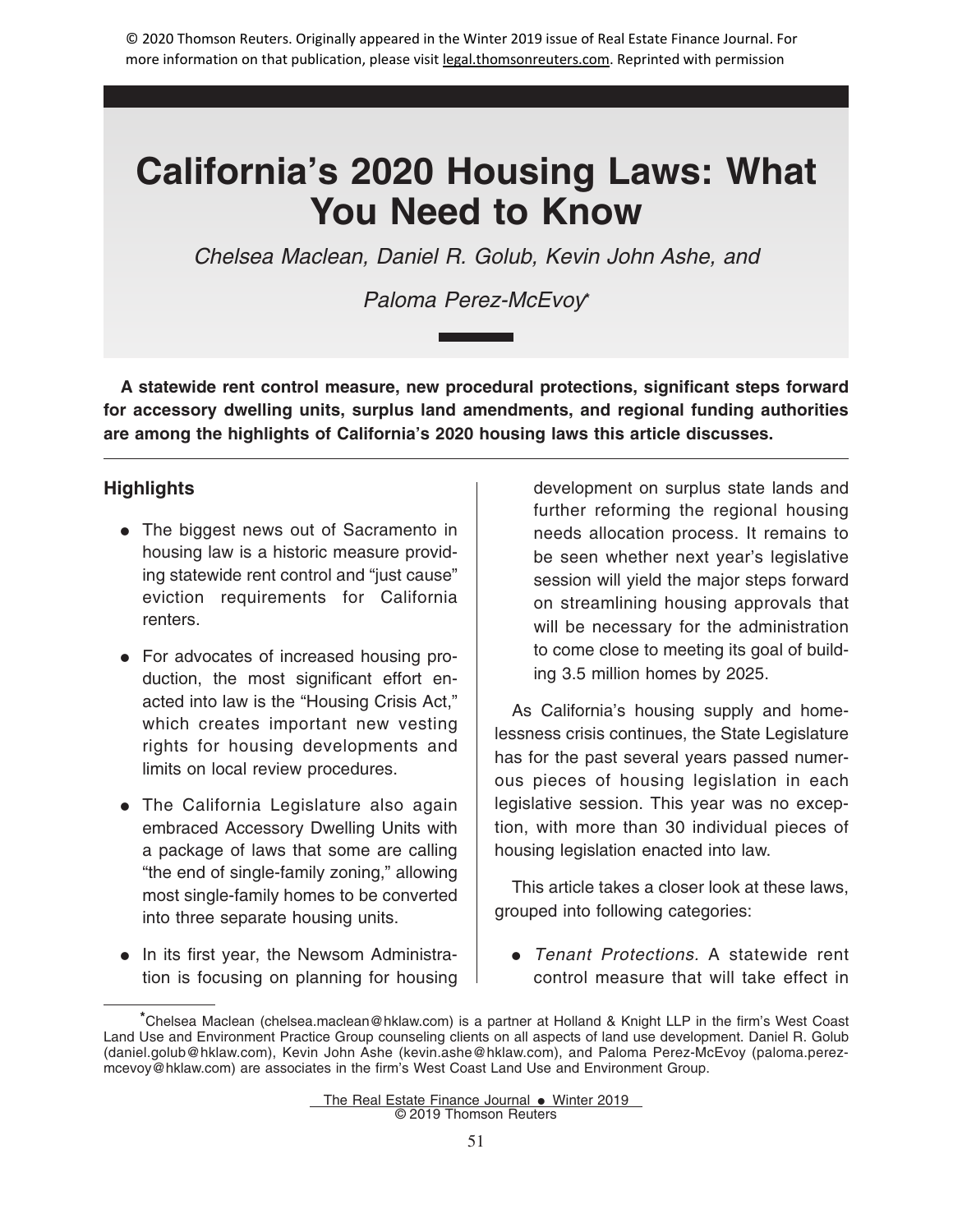© 2020 Thomson Reuters. Originally appeared in the Winter 2019 issue of Real Estate Finance Journal. For more information on that publication, please visit legal.thomsonreuters.com. Reprinted with permission

# California's 2020 Housing Laws: What You Need to Know

*Chelsea Maclean, Daniel R. Golub, Kevin John Ashe, and Paloma Perez-McEvoy**

**A statewide rent control measure, new procedural protections, significant steps forward for accessory dwelling units, surplus land amendments, and regional funding authorities are among the highlights of California's 2020 housing laws this article discusses.**

## Highlights

- The biggest news out of Sacramento in housing law is a historic measure providing statewide rent control and "just cause" eviction requirements for California renters.
- For advocates of increased housing production, the most significant effort enacted into law is the "Housing Crisis Act," which creates important new vesting rights for housing developments and limits on local review procedures.
- The California Legislature also again embraced Accessory Dwelling Units with a package of laws that some are calling "the end of single-family zoning," allowing most single-family homes to be converted into three separate housing units.
- In its first year, the Newsom Administration is focusing on planning for housing development on surplus state lands and further reforming the regional housing needs allocation process. It remains to be seen whether next year's legislative session will yield the major steps forward on streamlining housing approvals that will be necessary for the administration to come close to meeting its goal of building 3.5 million homes by 2025.

As California's housing supply and homelessness crisis continues, the State Legislature has for the past several years passed numerous pieces of housing legislation in each legislative session. This year was no exception, with more than 30 individual pieces of housing legislation enacted into law.

This article takes a closer look at these laws, grouped into following categories:

- *Tenant Protections.* A statewide rent control measure that will take effect in

*Chelsea Maclean (chelsea.maclean@hklaw.com) is a partner at Holland & Knight LLP in the firm's West Coast Land Use and Environment Practice Group counseling clients on all aspects of land use development. Daniel R. Golub (daniel.golub@hklaw.com), Kevin John Ashe (kevin.ashe@hklaw.com), and Paloma Perez-McEvoy (paloma.perez-mcevoy@hklaw.com) are associates in the firm's West Coast Land Use and Environment Group.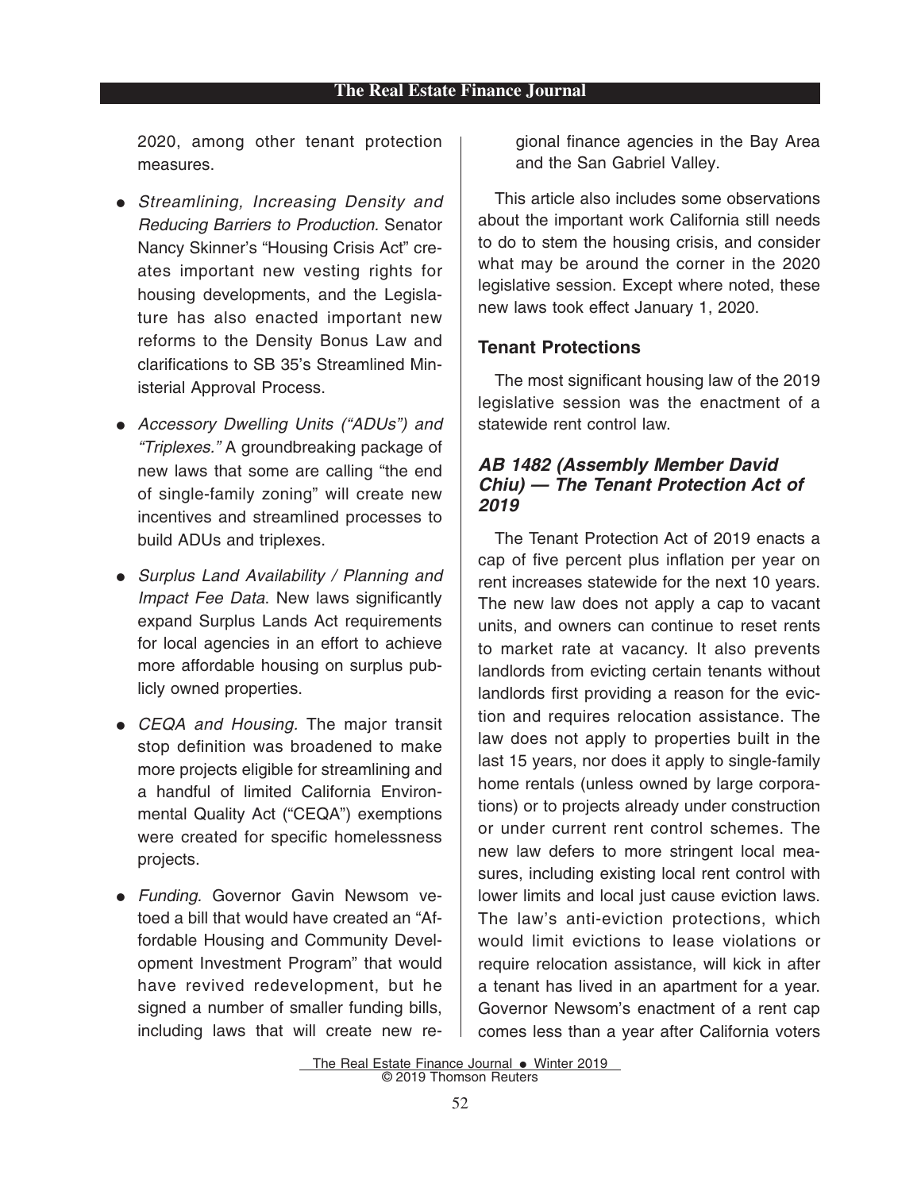2020, among other tenant protection measures.

- *Streamlining, Increasing Density and Reducing Barriers to Production.* Senator Nancy Skinner's "Housing Crisis Act" creates important new vesting rights for housing developments, and the Legislature has also enacted important new reforms to the Density Bonus Law and clarifications to SB 35's Streamlined Ministerial Approval Process.
- *Accessory Dwelling Units ("ADUs") and "Triplexes."* A groundbreaking package of new laws that some are calling "the end of single-family zoning" will create new incentives and streamlined processes to build ADUs and triplexes.
- *Surplus Land Availability / Planning and Impact Fee Data*. New laws significantly expand Surplus Lands Act requirements for local agencies in an effort to achieve more affordable housing on surplus publicly owned properties.
- *CEQA and Housing.* The major transit stop definition was broadened to make more projects eligible for streamlining and a handful of limited California Environmental Quality Act ("CEQA") exemptions were created for specific homelessness projects.
- *Funding.* Governor Gavin Newsom vetoed a bill that would have created an "Affordable Housing and Community Development Investment Program" that would have revived redevelopment, but he signed a number of smaller funding bills, including laws that will create new regional finance agencies in the Bay Area and the San Gabriel Valley.

This article also includes some observations about the important work California still needs to do to stem the housing crisis, and consider what may be around the corner in the 2020 legislative session. Except where noted, these new laws took effect January 1, 2020.

## Tenant Protections

The most significant housing law of the 2019 legislative session was the enactment of a statewide rent control law.

### *AB 1482 (Assembly Member David Chiu) — The Tenant Protection Act of 2019*

The Tenant Protection Act of 2019 enacts a cap of five percent plus inflation per year on rent increases statewide for the next 10 years. The new law does not apply a cap to vacant units, and owners can continue to reset rents to market rate at vacancy. It also prevents landlords from evicting certain tenants without landlords first providing a reason for the eviction and requires relocation assistance. The law does not apply to properties built in the last 15 years, nor does it apply to single-family home rentals (unless owned by large corporations) or to projects already under construction or under current rent control schemes. The new law defers to more stringent local measures, including existing local rent control with lower limits and local just cause eviction laws. The law's anti-eviction protections, which would limit evictions to lease violations or require relocation assistance, will kick in after a tenant has lived in an apartment for a year. Governor Newsom's enactment of a rent cap comes less than a year after California voters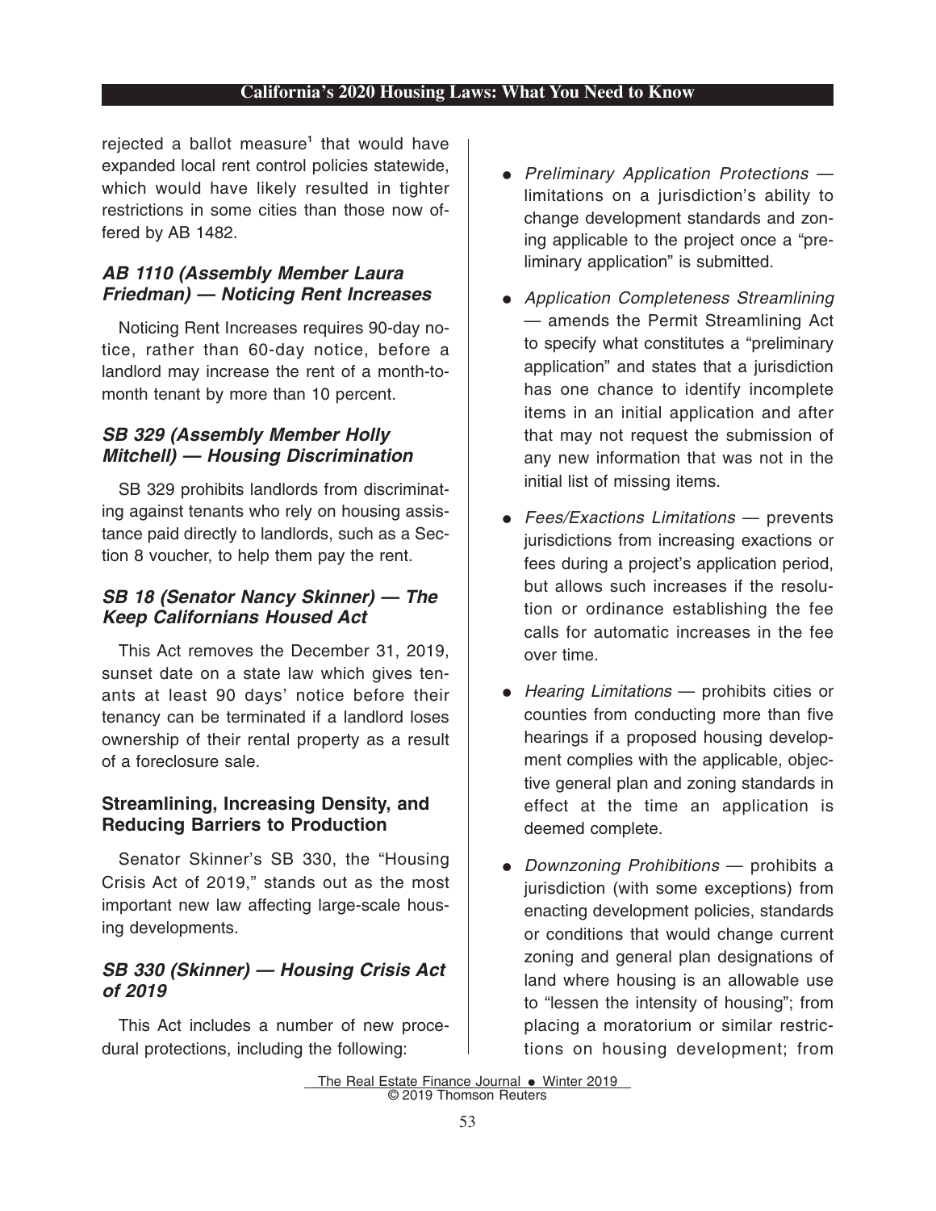rejected a ballot measure[1] that would have expanded local rent control policies statewide, which would have likely resulted in tighter restrictions in some cities than those now offered by AB 1482.

### *AB 1110 (Assembly Member Laura Friedman) — Noticing Rent Increases*

Noticing Rent Increases requires 90-day notice, rather than 60-day notice, before a landlord may increase the rent of a month-to-month tenant by more than 10 percent.

### *SB 329 (Assembly Member Holly Mitchell) — Housing Discrimination*

SB 329 prohibits landlords from discriminating against tenants who rely on housing assistance paid directly to landlords, such as a Section 8 voucher, to help them pay the rent.

### *SB 18 (Senator Nancy Skinner) — The Keep Californians Housed Act*

This Act removes the December 31, 2019, sunset date on a state law which gives tenants at least 90 days' notice before their tenancy can be terminated if a landlord loses ownership of their rental property as a result of a foreclosure sale.

## Streamlining, Increasing Density, and Reducing Barriers to Production

Senator Skinner's SB 330, the "Housing Crisis Act of 2019," stands out as the most important new law affecting large-scale housing developments.

### *SB 330 (Skinner) — Housing Crisis Act of 2019*

This Act includes a number of new procedural protections, including the following:

- *Preliminary Application Protections* — limitations on a jurisdiction's ability to change development standards and zoning applicable to the project once a "preliminary application" is submitted.
- *Application Completeness Streamlining* — amends the Permit Streamlining Act to specify what constitutes a "preliminary application" and states that a jurisdiction has one chance to identify incomplete items in an initial application and after that may not request the submission of any new information that was not in the initial list of missing items.
- *Fees/Exactions Limitations* — prevents jurisdictions from increasing exactions or fees during a project's application period, but allows such increases if the resolution or ordinance establishing the fee calls for automatic increases in the fee over time.
- *Hearing Limitations* — prohibits cities or counties from conducting more than five hearings if a proposed housing development complies with the applicable, objective general plan and zoning standards in effect at the time an application is deemed complete.
- *Downzoning Prohibitions* — prohibits a jurisdiction (with some exceptions) from enacting development policies, standards or conditions that would change current zoning and general plan designations of land where housing is an allowable use to "lessen the intensity of housing"; from placing a moratorium or similar restrictions on housing development; from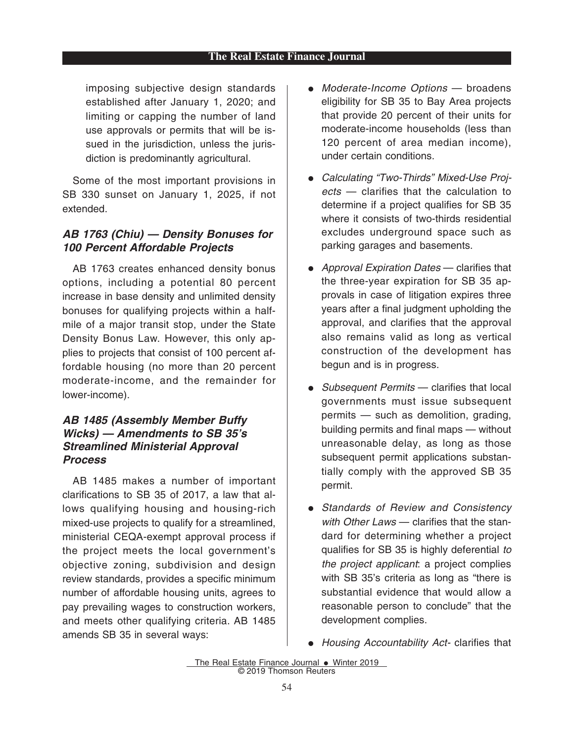imposing subjective design standards established after January 1, 2020; and limiting or capping the number of land use approvals or permits that will be issued in the jurisdiction, unless the jurisdiction is predominantly agricultural.

Some of the most important provisions in SB 330 sunset on January 1, 2025, if not extended.

### *AB 1763 (Chiu) — Density Bonuses for 100 Percent Affordable Projects*

AB 1763 creates enhanced density bonus options, including a potential 80 percent increase in base density and unlimited density bonuses for qualifying projects within a half-mile of a major transit stop, under the State Density Bonus Law. However, this only applies to projects that consist of 100 percent affordable housing (no more than 20 percent moderate-income, and the remainder for lower-income).

### *AB 1485 (Assembly Member Buffy Wicks) — Amendments to SB 35's Streamlined Ministerial Approval Process*

AB 1485 makes a number of important clarifications to SB 35 of 2017, a law that allows qualifying housing and housing-rich mixed-use projects to qualify for a streamlined, ministerial CEQA-exempt approval process if the project meets the local government's objective zoning, subdivision and design review standards, provides a specific minimum number of affordable housing units, agrees to pay prevailing wages to construction workers, and meets other qualifying criteria. AB 1485 amends SB 35 in several ways:

- *Moderate-Income Options* — broadens eligibility for SB 35 to Bay Area projects that provide 20 percent of their units for moderate-income households (less than 120 percent of area median income), under certain conditions.
- *Calculating "Two-Thirds" Mixed-Use Projects* — clarifies that the calculation to determine if a project qualifies for SB 35 where it consists of two-thirds residential excludes underground space such as parking garages and basements.
- *Approval Expiration Dates* — clarifies that the three-year expiration for SB 35 approvals in case of litigation expires three years after a final judgment upholding the approval, and clarifies that the approval also remains valid as long as vertical construction of the development has begun and is in progress.
- *Subsequent Permits* — clarifies that local governments must issue subsequent permits — such as demolition, grading, building permits and final maps — without unreasonable delay, as long as those subsequent permit applications substantially comply with the approved SB 35 permit.
- *Standards of Review and Consistency with Other Laws* — clarifies that the standard for determining whether a project qualifies for SB 35 is highly deferential *to the project applicant*: a project complies with SB 35's criteria as long as "there is substantial evidence that would allow a reasonable person to conclude" that the development complies.
- *Housing Accountability Act*- clarifies that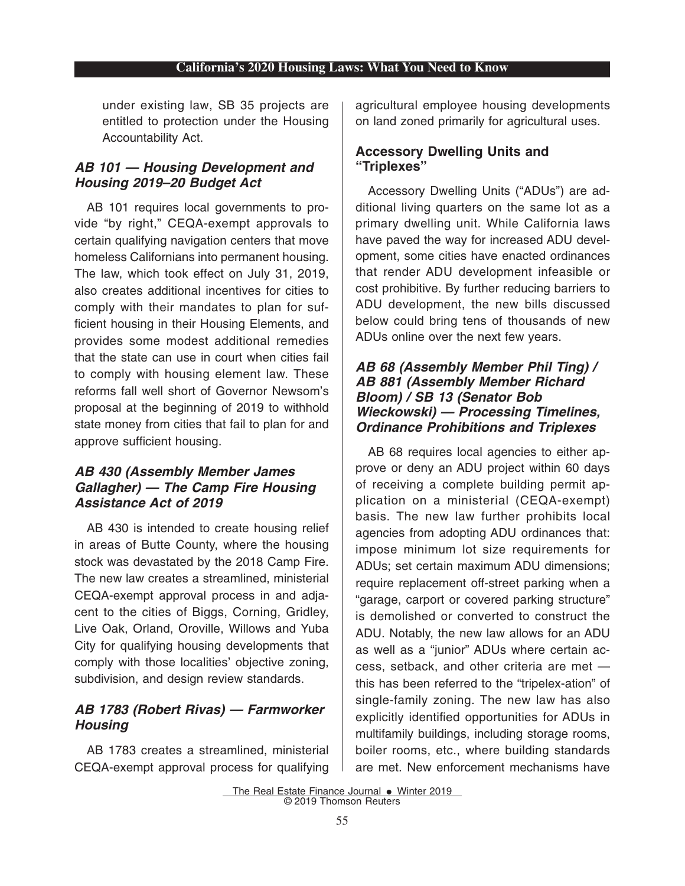under existing law, SB 35 projects are entitled to protection under the Housing Accountability Act.

### *AB 101 — Housing Development and Housing 2019–20 Budget Act*

AB 101 requires local governments to provide "by right," CEQA-exempt approvals to certain qualifying navigation centers that move homeless Californians into permanent housing. The law, which took effect on July 31, 2019, also creates additional incentives for cities to comply with their mandates to plan for sufficient housing in their Housing Elements, and provides some modest additional remedies that the state can use in court when cities fail to comply with housing element law. These reforms fall well short of Governor Newsom's proposal at the beginning of 2019 to withhold state money from cities that fail to plan for and approve sufficient housing.

### *AB 430 (Assembly Member James Gallagher) — The Camp Fire Housing Assistance Act of 2019*

AB 430 is intended to create housing relief in areas of Butte County, where the housing stock was devastated by the 2018 Camp Fire. The new law creates a streamlined, ministerial CEQA-exempt approval process in and adjacent to the cities of Biggs, Corning, Gridley, Live Oak, Orland, Oroville, Willows and Yuba City for qualifying housing developments that comply with those localities' objective zoning, subdivision, and design review standards.

### *AB 1783 (Robert Rivas) — Farmworker Housing*

AB 1783 creates a streamlined, ministerial CEQA-exempt approval process for qualifying agricultural employee housing developments on land zoned primarily for agricultural uses.

## Accessory Dwelling Units and "Triplexes"

Accessory Dwelling Units ("ADUs") are additional living quarters on the same lot as a primary dwelling unit. While California laws have paved the way for increased ADU development, some cities have enacted ordinances that render ADU development infeasible or cost prohibitive. By further reducing barriers to ADU development, the new bills discussed below could bring tens of thousands of new ADUs online over the next few years.

### *AB 68 (Assembly Member Phil Ting) / AB 881 (Assembly Member Richard Bloom) / SB 13 (Senator Bob Wieckowski) — Processing Timelines, Ordinance Prohibitions and Triplexes*

AB 68 requires local agencies to either approve or deny an ADU project within 60 days of receiving a complete building permit application on a ministerial (CEQA-exempt) basis. The new law further prohibits local agencies from adopting ADU ordinances that: impose minimum lot size requirements for ADUs; set certain maximum ADU dimensions; require replacement off-street parking when a "garage, carport or covered parking structure" is demolished or converted to construct the ADU. Notably, the new law allows for an ADU as well as a "junior" ADUs where certain access, setback, and other criteria are met — this has been referred to the "tripelex-ation" of single-family zoning. The new law has also explicitly identified opportunities for ADUs in multifamily buildings, including storage rooms, boiler rooms, etc., where building standards are met. New enforcement mechanisms have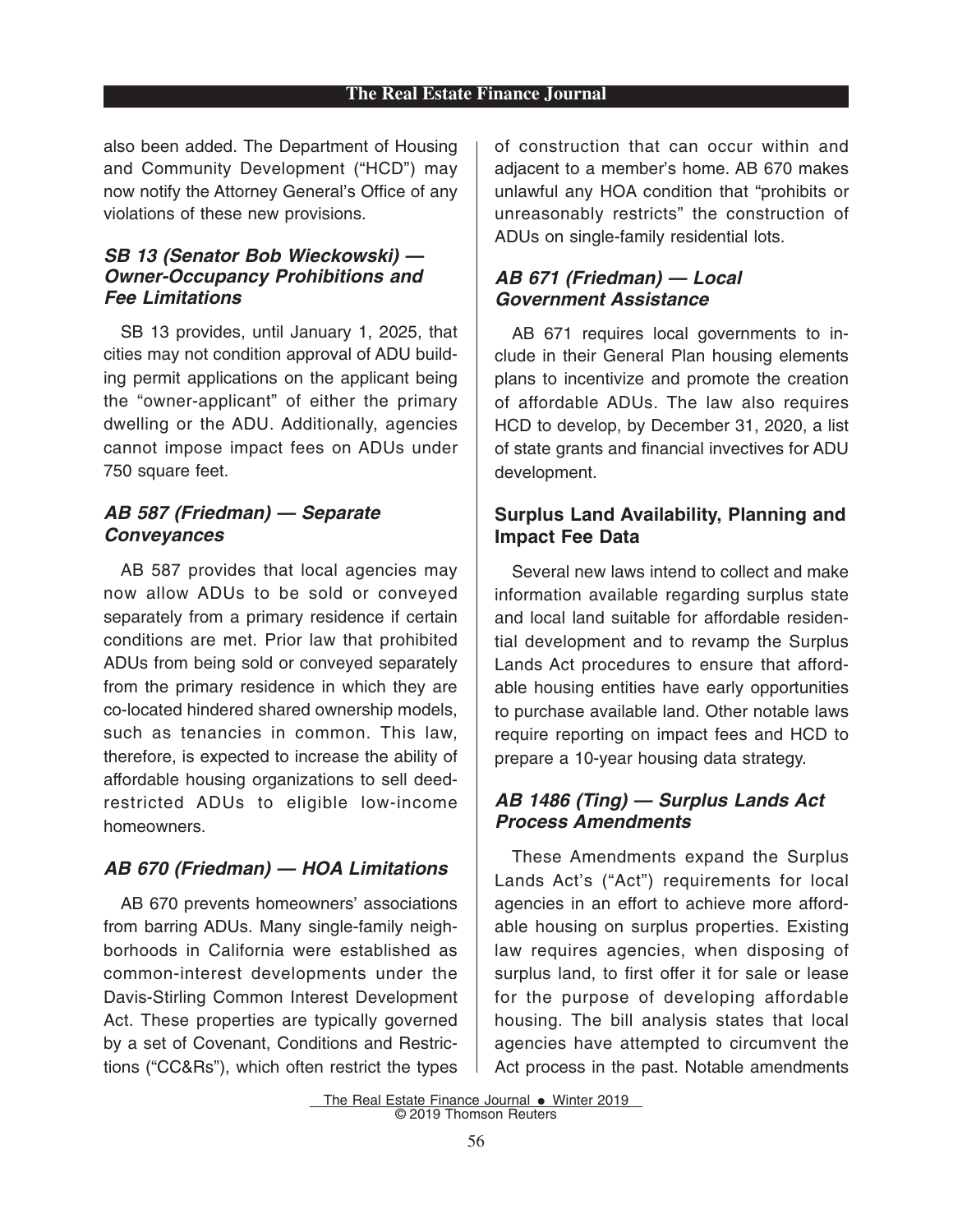also been added. The Department of Housing and Community Development ("HCD") may now notify the Attorney General's Office of any violations of these new provisions.

### *SB 13 (Senator Bob Wieckowski) — Owner-Occupancy Prohibitions and Fee Limitations*

SB 13 provides, until January 1, 2025, that cities may not condition approval of ADU building permit applications on the applicant being the "owner-applicant" of either the primary dwelling or the ADU. Additionally, agencies cannot impose impact fees on ADUs under 750 square feet.

### *AB 587 (Friedman) — Separate Conveyances*

AB 587 provides that local agencies may now allow ADUs to be sold or conveyed separately from a primary residence if certain conditions are met. Prior law that prohibited ADUs from being sold or conveyed separately from the primary residence in which they are co-located hindered shared ownership models, such as tenancies in common. This law, therefore, is expected to increase the ability of affordable housing organizations to sell deed-restricted ADUs to eligible low-income homeowners.

### *AB 670 (Friedman) — HOA Limitations*

AB 670 prevents homeowners' associations from barring ADUs. Many single-family neighborhoods in California were established as common-interest developments under the Davis-Stirling Common Interest Development Act. These properties are typically governed by a set of Covenant, Conditions and Restrictions ("CC&Rs"), which often restrict the types of construction that can occur within and adjacent to a member's home. AB 670 makes unlawful any HOA condition that "prohibits or unreasonably restricts" the construction of ADUs on single-family residential lots.

### *AB 671 (Friedman) — Local Government Assistance*

AB 671 requires local governments to include in their General Plan housing elements plans to incentivize and promote the creation of affordable ADUs. The law also requires HCD to develop, by December 31, 2020, a list of state grants and financial invectives for ADU development.

## Surplus Land Availability, Planning and Impact Fee Data

Several new laws intend to collect and make information available regarding surplus state and local land suitable for affordable residential development and to revamp the Surplus Lands Act procedures to ensure that affordable housing entities have early opportunities to purchase available land. Other notable laws require reporting on impact fees and HCD to prepare a 10-year housing data strategy.

### *AB 1486 (Ting) — Surplus Lands Act Process Amendments*

These Amendments expand the Surplus Lands Act's ("Act") requirements for local agencies in an effort to achieve more affordable housing on surplus properties. Existing law requires agencies, when disposing of surplus land, to first offer it for sale or lease for the purpose of developing affordable housing. The bill analysis states that local agencies have attempted to circumvent the Act process in the past. Notable amendments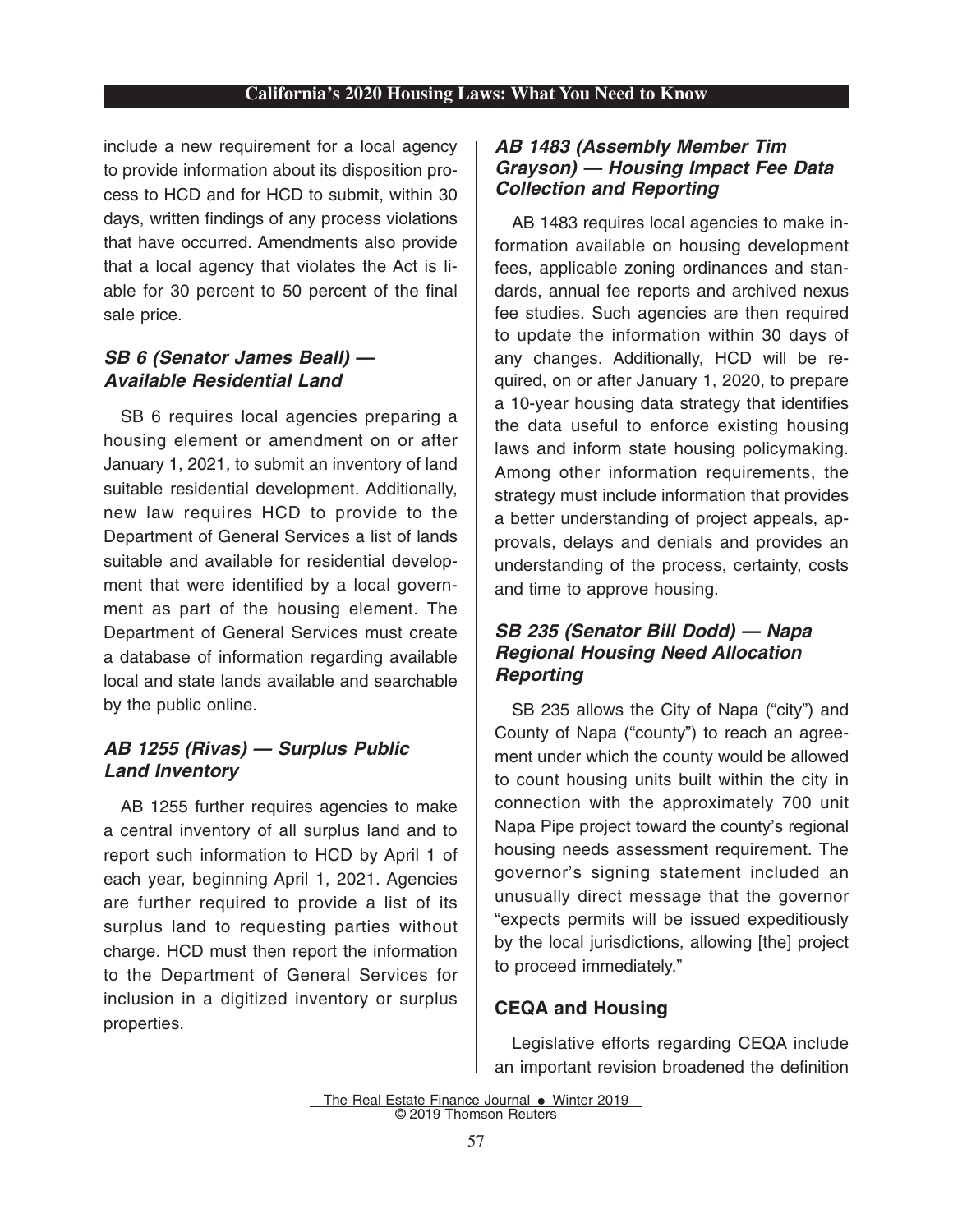include a new requirement for a local agency to provide information about its disposition process to HCD and for HCD to submit, within 30 days, written findings of any process violations that have occurred. Amendments also provide that a local agency that violates the Act is liable for 30 percent to 50 percent of the final sale price.

### *SB 6 (Senator James Beall) — Available Residential Land*

SB 6 requires local agencies preparing a housing element or amendment on or after January 1, 2021, to submit an inventory of land suitable residential development. Additionally, new law requires HCD to provide to the Department of General Services a list of lands suitable and available for residential development that were identified by a local government as part of the housing element. The Department of General Services must create a database of information regarding available local and state lands available and searchable by the public online.

### *AB 1255 (Rivas) — Surplus Public Land Inventory*

AB 1255 further requires agencies to make a central inventory of all surplus land and to report such information to HCD by April 1 of each year, beginning April 1, 2021. Agencies are further required to provide a list of its surplus land to requesting parties without charge. HCD must then report the information to the Department of General Services for inclusion in a digitized inventory or surplus properties.

### *AB 1483 (Assembly Member Tim Grayson) — Housing Impact Fee Data Collection and Reporting*

AB 1483 requires local agencies to make information available on housing development fees, applicable zoning ordinances and standards, annual fee reports and archived nexus fee studies. Such agencies are then required to update the information within 30 days of any changes. Additionally, HCD will be required, on or after January 1, 2020, to prepare a 10-year housing data strategy that identifies the data useful to enforce existing housing laws and inform state housing policymaking. Among other information requirements, the strategy must include information that provides a better understanding of project appeals, approvals, delays and denials and provides an understanding of the process, certainty, costs and time to approve housing.

### *SB 235 (Senator Bill Dodd) — Napa Regional Housing Need Allocation Reporting*

SB 235 allows the City of Napa ("city") and County of Napa ("county") to reach an agreement under which the county would be allowed to count housing units built within the city in connection with the approximately 700 unit Napa Pipe project toward the county's regional housing needs assessment requirement. The governor's signing statement included an unusually direct message that the governor "expects permits will be issued expeditiously by the local jurisdictions, allowing [the] project to proceed immediately."

### CEQA and Housing

Legislative efforts regarding CEQA include an important revision broadened the definition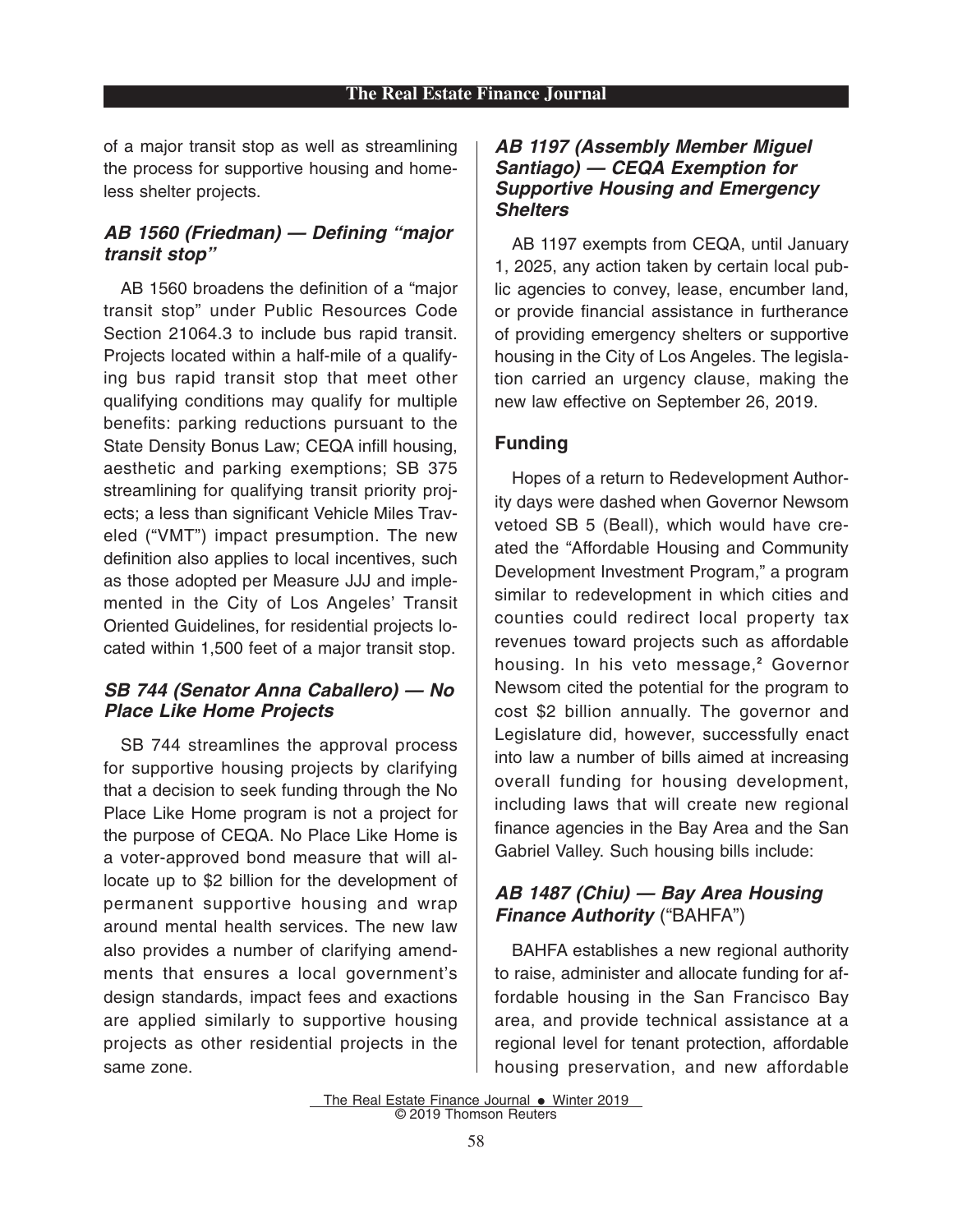of a major transit stop as well as streamlining the process for supportive housing and homeless shelter projects.

### *AB 1560 (Friedman) — Defining "major transit stop"*

AB 1560 broadens the definition of a "major transit stop" under Public Resources Code Section 21064.3 to include bus rapid transit. Projects located within a half-mile of a qualifying bus rapid transit stop that meet other qualifying conditions may qualify for multiple benefits: parking reductions pursuant to the State Density Bonus Law; CEQA infill housing, aesthetic and parking exemptions; SB 375 streamlining for qualifying transit priority projects; a less than significant Vehicle Miles Traveled ("VMT") impact presumption. The new definition also applies to local incentives, such as those adopted per Measure JJJ and implemented in the City of Los Angeles' Transit Oriented Guidelines, for residential projects located within 1,500 feet of a major transit stop.

### *SB 744 (Senator Anna Caballero) — No Place Like Home Projects*

SB 744 streamlines the approval process for supportive housing projects by clarifying that a decision to seek funding through the No Place Like Home program is not a project for the purpose of CEQA. No Place Like Home is a voter-approved bond measure that will allocate up to $2 billion for the development of permanent supportive housing and wrap around mental health services. The new law also provides a number of clarifying amendments that ensures a local government's design standards, impact fees and exactions are applied similarly to supportive housing projects as other residential projects in the same zone.

### *AB 1197 (Assembly Member Miguel Santiago) — CEQA Exemption for Supportive Housing and Emergency Shelters*

AB 1197 exempts from CEQA, until January 1, 2025, any action taken by certain local public agencies to convey, lease, encumber land, or provide financial assistance in furtherance of providing emergency shelters or supportive housing in the City of Los Angeles. The legislation carried an urgency clause, making the new law effective on September 26, 2019.

## Funding

Hopes of a return to Redevelopment Authority days were dashed when Governor Newsom vetoed SB 5 (Beall), which would have created the "Affordable Housing and Community Development Investment Program," a program similar to redevelopment in which cities and counties could redirect local property tax revenues toward projects such as affordable housing. In his veto message,[2] Governor Newsom cited the potential for the program to cost $2 billion annually. The governor and Legislature did, however, successfully enact into law a number of bills aimed at increasing overall funding for housing development, including laws that will create new regional finance agencies in the Bay Area and the San Gabriel Valley. Such housing bills include:

### *AB 1487 (Chiu) — Bay Area Housing Finance Authority* ("BAHFA")

BAHFA establishes a new regional authority to raise, administer and allocate funding for affordable housing in the San Francisco Bay area, and provide technical assistance at a regional level for tenant protection, affordable housing preservation, and new affordable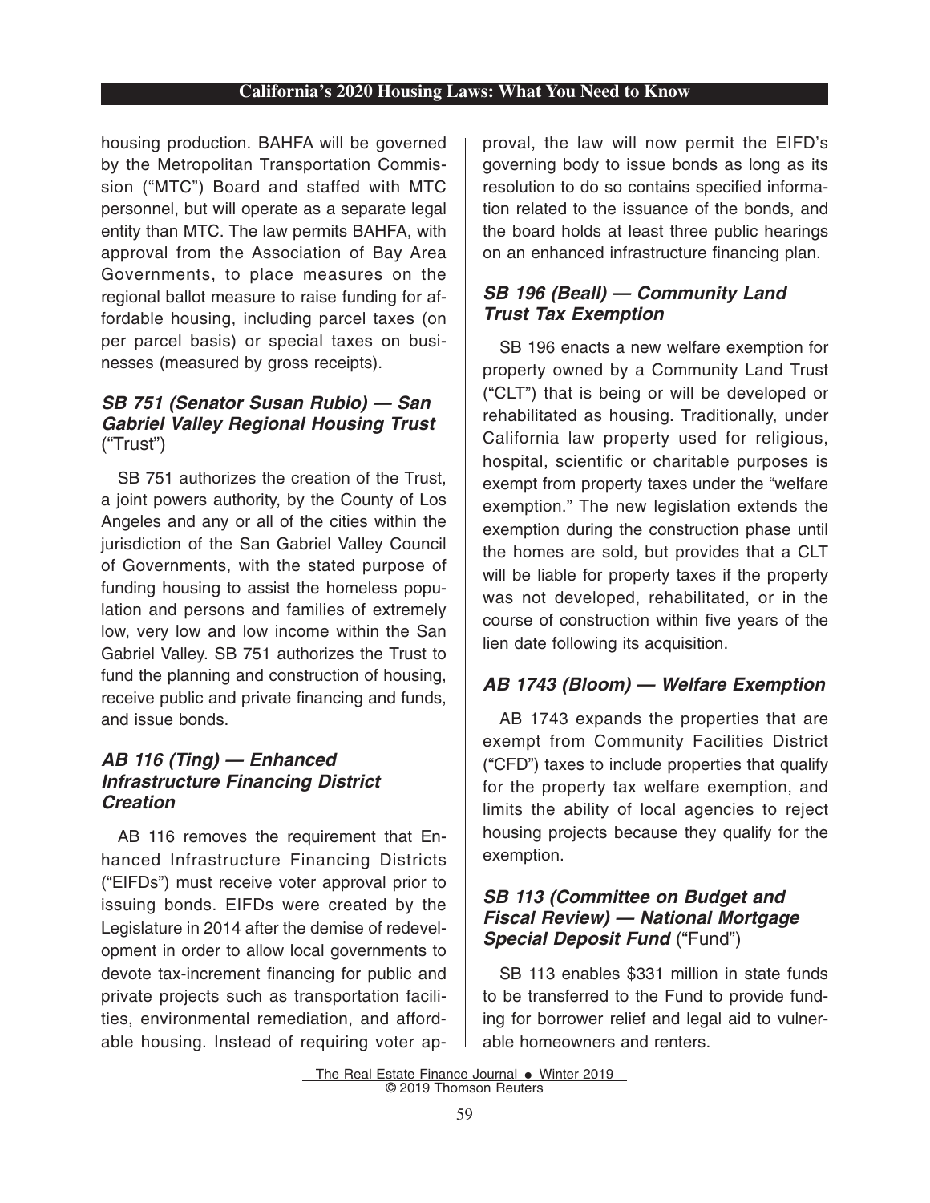housing production. BAHFA will be governed by the Metropolitan Transportation Commission ("MTC") Board and staffed with MTC personnel, but will operate as a separate legal entity than MTC. The law permits BAHFA, with approval from the Association of Bay Area Governments, to place measures on the regional ballot measure to raise funding for affordable housing, including parcel taxes (on per parcel basis) or special taxes on businesses (measured by gross receipts).

### *SB 751 (Senator Susan Rubio) — San Gabriel Valley Regional Housing Trust* ("Trust")

SB 751 authorizes the creation of the Trust, a joint powers authority, by the County of Los Angeles and any or all of the cities within the jurisdiction of the San Gabriel Valley Council of Governments, with the stated purpose of funding housing to assist the homeless population and persons and families of extremely low, very low and low income within the San Gabriel Valley. SB 751 authorizes the Trust to fund the planning and construction of housing, receive public and private financing and funds, and issue bonds.

### *AB 116 (Ting) — Enhanced Infrastructure Financing District Creation*

AB 116 removes the requirement that Enhanced Infrastructure Financing Districts ("EIFDs") must receive voter approval prior to issuing bonds. EIFDs were created by the Legislature in 2014 after the demise of redevelopment in order to allow local governments to devote tax-increment financing for public and private projects such as transportation facilities, environmental remediation, and affordable housing. Instead of requiring voter approval, the law will now permit the EIFD's governing body to issue bonds as long as its resolution to do so contains specified information related to the issuance of the bonds, and the board holds at least three public hearings on an enhanced infrastructure financing plan.

### *SB 196 (Beall) — Community Land Trust Tax Exemption*

SB 196 enacts a new welfare exemption for property owned by a Community Land Trust ("CLT") that is being or will be developed or rehabilitated as housing. Traditionally, under California law property used for religious, hospital, scientific or charitable purposes is exempt from property taxes under the "welfare exemption." The new legislation extends the exemption during the construction phase until the homes are sold, but provides that a CLT will be liable for property taxes if the property was not developed, rehabilitated, or in the course of construction within five years of the lien date following its acquisition.

### *AB 1743 (Bloom) — Welfare Exemption*

AB 1743 expands the properties that are exempt from Community Facilities District ("CFD") taxes to include properties that qualify for the property tax welfare exemption, and limits the ability of local agencies to reject housing projects because they qualify for the exemption.

### *SB 113 (Committee on Budget and Fiscal Review) — National Mortgage Special Deposit Fund* ("Fund")

SB 113 enables $331 million in state funds to be transferred to the Fund to provide funding for borrower relief and legal aid to vulnerable homeowners and renters.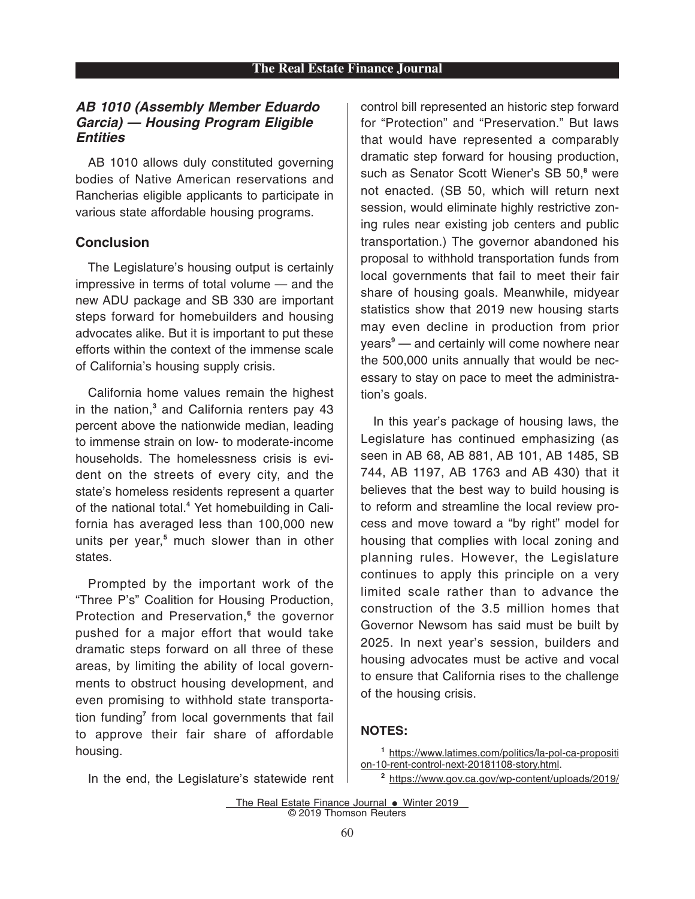### *AB 1010 (Assembly Member Eduardo Garcia) — Housing Program Eligible Entities*

AB 1010 allows duly constituted governing bodies of Native American reservations and Rancherias eligible applicants to participate in various state affordable housing programs.

## Conclusion

The Legislature's housing output is certainly impressive in terms of total volume — and the new ADU package and SB 330 are important steps forward for homebuilders and housing advocates alike. But it is important to put these efforts within the context of the immense scale of California's housing supply crisis.

California home values remain the highest in the nation,[3] and California renters pay 43 percent above the nationwide median, leading to immense strain on low- to moderate-income households. The homelessness crisis is evident on the streets of every city, and the state's homeless residents represent a quarter of the national total.[4] Yet homebuilding in California has averaged less than 100,000 new units per year,[5] much slower than in other states.

Prompted by the important work of the "Three P's" Coalition for Housing Production, Protection and Preservation,[6] the governor pushed for a major effort that would take dramatic steps forward on all three of these areas, by limiting the ability of local governments to obstruct housing development, and even promising to withhold state transportation funding[7] from local governments that fail to approve their fair share of affordable housing.

In the end, the Legislature's statewide rent control bill represented an historic step forward for "Protection" and "Preservation." But laws that would have represented a comparably dramatic step forward for housing production, such as Senator Scott Wiener's SB 50,[8] were not enacted. (SB 50, which will return next session, would eliminate highly restrictive zoning rules near existing job centers and public transportation.) The governor abandoned his proposal to withhold transportation funds from local governments that fail to meet their fair share of housing goals. Meanwhile, midyear statistics show that 2019 new housing starts may even decline in production from prior years[9] — and certainly will come nowhere near the 500,000 units annually that would be necessary to stay on pace to meet the administration's goals.

In this year's package of housing laws, the Legislature has continued emphasizing (as seen in AB 68, AB 881, AB 101, AB 1485, SB 744, AB 1197, AB 1763 and AB 430) that it believes that the best way to build housing is to reform and streamline the local review process and move toward a "by right" model for housing that complies with local zoning and planning rules. However, the Legislature continues to apply this principle on a very limited scale rather than to advance the construction of the 3.5 million homes that Governor Newsom has said must be built by 2025. In next year's session, builders and housing advocates must be active and vocal to ensure that California rises to the challenge of the housing crisis.

## NOTES:

[1] https://www.latimes.com/politics/la-pol-ca-proposition-10-rent-control-next-20181108-story.html.

[2] https://www.gov.ca.gov/wp-content/uploads/2019/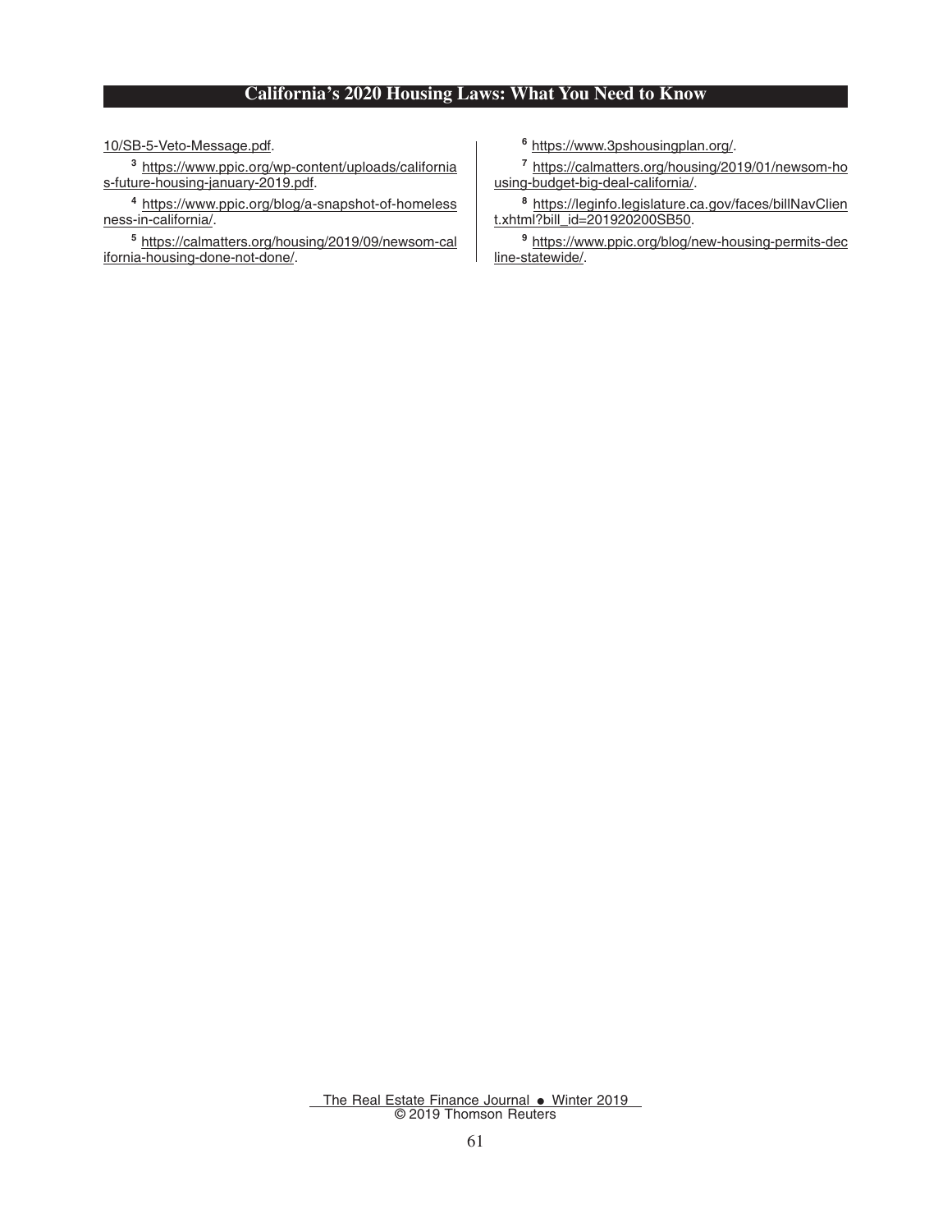10/SB-5-Veto-Message.pdf.

[3] https://www.ppic.org/wp-content/uploads/californias-future-housing-january-2019.pdf.

[4] https://www.ppic.org/blog/a-snapshot-of-homelessness-in-california/.

[5] https://calmatters.org/housing/2019/09/newsom-california-housing-done-not-done/.

[6] https://www.3pshousingplan.org/.

[7] https://calmatters.org/housing/2019/01/newsom-housing-budget-big-deal-california/.

[8] https://leginfo.legislature.ca.gov/faces/billNavClient.xhtml?bill_id=201920200SB50.

[9] https://www.ppic.org/blog/new-housing-permits-decline-statewide/.